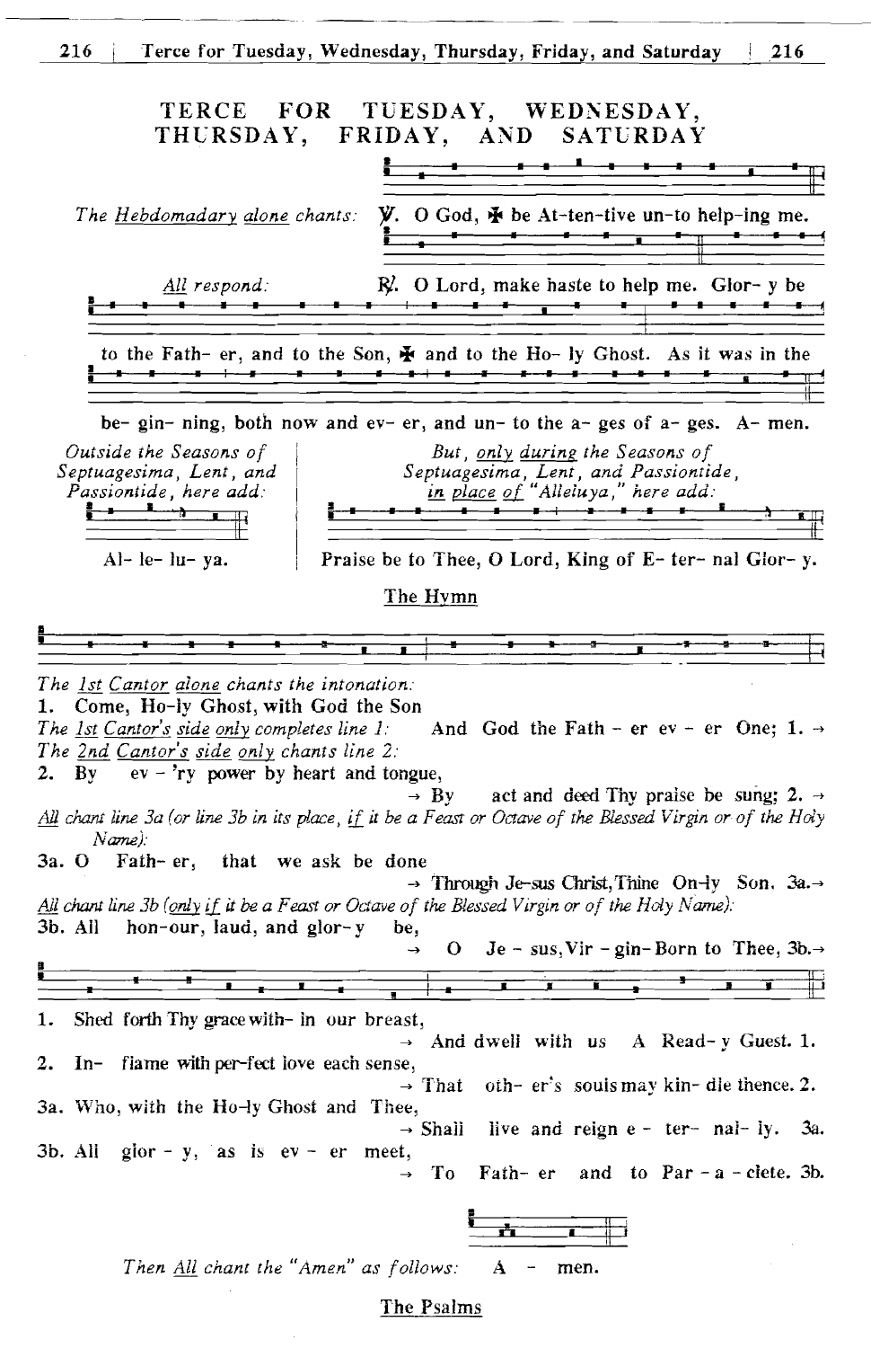# TERCE FOR TUESDAY, WEDNESDAY, THURSDAY, FRIDAY, AND SATURDAY

*The Hebdomadary alone chants:* ℣. O God, ✠ be At-ten-tive un-to help-ing me.

*All respond:* ℟. O Lord, make haste to help me. Glor- y be to the Fath- er, and to the Son, ✠ and to the Ho- ly Ghost. As it was in the be- gin- ning, both now and ev- er, and un- to the a- ges of a- ges. A- men.

*Outside the Seasons of Septuagesima, Lent, and Passiontide, here add:*

Al- le- lu- ya.

*But, only during the Seasons of Septuagesima, Lent, and Passiontide, in place of "Alleluya," here add:*

Praise be to Thee, O Lord, King of E- ter- nal Glor- y.

## The Hymn

*The 1st Cantor alone chants the intonation:*

1. Come, Ho-ly Ghost, with God the Son

*The 1st Cantor's side only completes line 1:* And God the Fath - er ev - er One; 1. →

*The 2nd Cantor's side only chants line 2:*

2. By ev - 'ry power by heart and tongue,
→ By act and deed Thy praise be sung; 2. →

*All chant line 3a (or line 3b in its place, if it be a Feast or Octave of the Blessed Virgin or of the Holy Name):*

3a. O Fath- er, that we ask be done
→ Through Je-sus Christ, Thine On-ly Son. 3a.→

*All chant line 3b (only if it be a Feast or Octave of the Blessed Virgin or of the Holy Name):*

3b. All hon-our, laud, and glor- y be,
→ O Je - sus, Vir - gin- Born to Thee, 3b.→

1. Shed forth Thy grace with- in our breast,
→ And dwell with us A Read- y Guest. 1.

2. In- flame with per-fect love each sense,
→ That oth- er's souls may kin- dle thence. 2.

3a. Who, with the Ho-ly Ghost and Thee,
→ Shall live and reign e - ter- nal- ly. 3a.

3b. All glor - y, as is ev - er meet,
→ To Fath- er and to Par - a - clete. 3b.

*Then All chant the "Amen" as follows:* A - men.

## The Psalms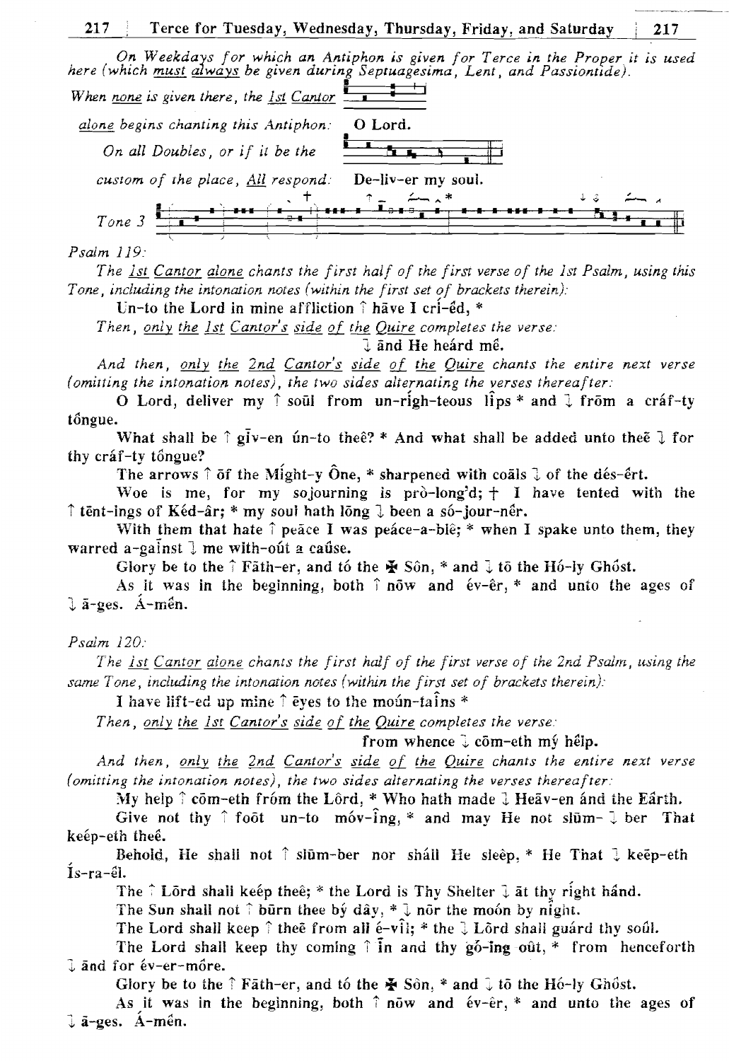# Terce for Tuesday, Wednesday, Thursday, Friday, and Saturday

*On Weekdays for which an Antiphon is given for Terce in the Proper it is used here (which must always be given during Septuagesima, Lent, and Passiontide).*

*When none is given there, the 1st Cantor alone begins chanting this Antiphon:* **O Lord.**

*On all Doubles, or if it be the custom of the place, All respond:* **De-liv-er my soul.**

*Tone 3*

*Psalm 119:*

*The 1st Cantor alone chants the first half of the first verse of the 1st Psalm, using this Tone, including the intonation notes (within the first set of brackets therein):*

**Un-to the Lord in mine affliction ↑ hāve I crí-ĕd, \***

*Then, only the 1st Cantor's side of the Quire completes the verse:*

**↓ ānd He heárd mê.**

*And then, only the 2nd Cantor's side of the Quire chants the entire next verse (omitting the intonation notes), the two sides alternating the verses thereafter:*

O Lord, deliver my ↑ soūl from un-rīgh-teous līps * and ↓ frōm a cráf-ty tôngue.

What shall be ↑ gīv-en ún-to theê? * And what shall be added unto theē ↓ for thy cráf-ty tôngue?

The arrows ↑ ōf the Mīght-y Ône, * sharpened with coāls ↓ of the dés-ĕrt.

Woe is me, for my sojourning is prò-long'd; † I have tented with the ↑ tēnt-ings of Kéd-âr; * my soul hath lōng ↓ been a só-jour-nêr.

With them that hate ↑ peāce I was peáce-a-blê; * when I spake unto them, they warred a-gaīnst ↓ me with-oút a caûse.

Glory be to the ↑ Fāth-er, and tó the ✠ Sôn, * and ↓ tō the Hó-ly Ghôst.

As it was in the beginning, both ↑ nōw and év-êr, * and unto the ages of ↓ ā-ges. Á-mên.

*Psalm 120:*

*The 1st Cantor alone chants the first half of the first verse of the 2nd Psalm, using the same Tone, including the intonation notes (within the first set of brackets therein):*

**I have lift-ed up mine ↑ ēyes to the moún-taîns \***

*Then, only the 1st Cantor's side of the Quire completes the verse:*

**from whence ↓ cōm-eth mý hêlp.**

*And then, only the 2nd Cantor's side of the Quire chants the entire next verse (omitting the intonation notes), the two sides alternating the verses thereafter:*

My help ↑ cōm-eth fróm the Lôrd, * Who hath made ↓ Heāv-en ánd the Eârth.

Give not thy ↑ foōt un-to móv-îng, * and may He not slūm- ↓ ber That keép-eth theê.

Behold, He shall not ↑ slūm-ber nor sháll He sleêp, * He That ↓ keēp-eth Ís-ra-êl.

The ↑ Lōrd shall keép theê; * the Lord is Thy Shelter ↓ āt thy ríght hând.

The Sun shall not ↑ būrn thee bý dây, * ↓ nōr the moón by nîght.

The Lord shall keep ↑ theē from all é-vîl; * the ↓ Lōrd shall guárd thy soûl.

The Lord shall keep thy coming ↑ īn and thy gó-ing oût, * from henceforth ↓ ānd for év-er-môre.

Glory be to the ↑ Fāth-er, and tó the ✠ Sôn, * and ↓ tō the Hó-ly Ghôst.

As it was in the beginning, both ↑ nōw and év-êr, * and unto the ages of ↓ ā-ges. Á-mên.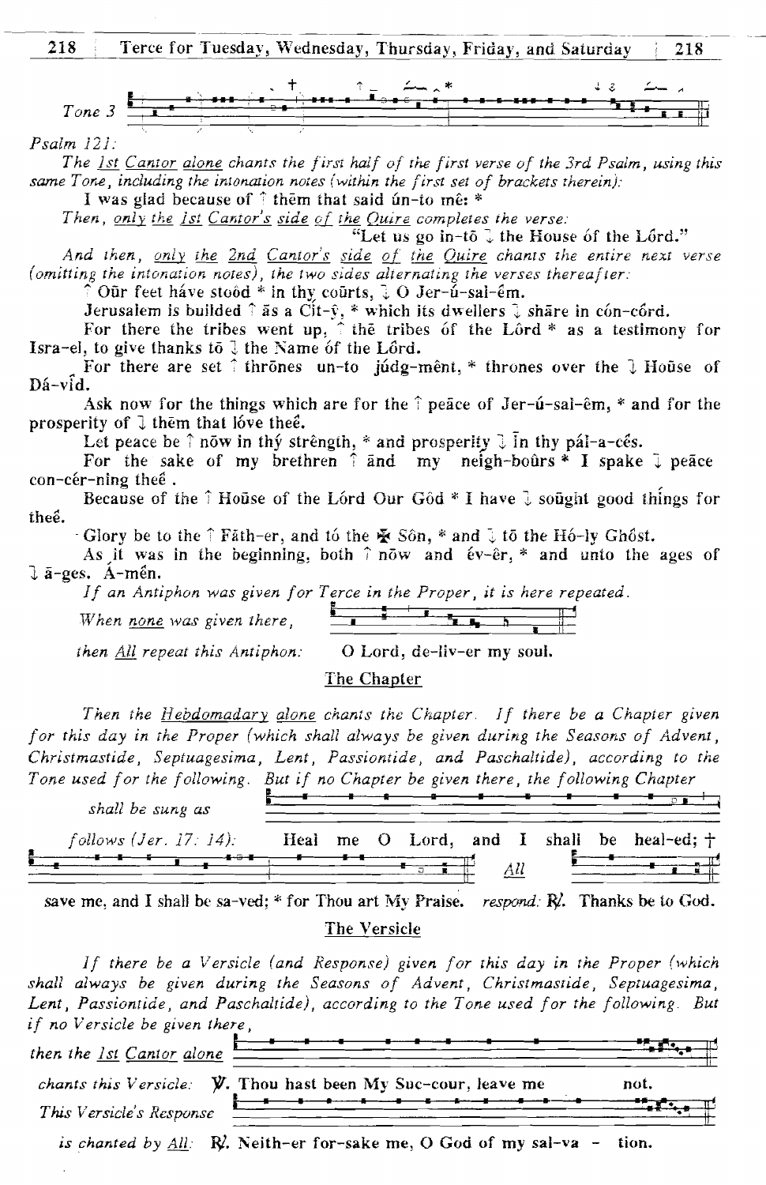Tone 3

*Psalm 121:*

*The* *1st Cantor alone* *chants the first half of the first verse of the 3rd Psalm, using this same Tone, including the intonation notes (within the first set of brackets therein):*

I was glad because of ↑ thēm that said ún-to mê: *

*Then,* *only the 1st Cantor's side of the Quire* *completes the verse:*

"Let us go in-tō ↓ the House óf the Lôrd."

*And then,* *only the 2nd Cantor's side of the Quire* *chants the entire next verse (omitting the intonation notes), the two sides alternating the verses thereafter:*

↑ Oūr feet háve stoód * in thy coūrts, ↓ O Jer-ū-sal-êm.

Jerusalem is builded ↑ ās a Cīt-ȳ, * which its dwellers ↓ shāre in cón-côrd.

For there the tribes went up, ↑ thē tribes óf the Lôrd * as a testimony for Isra-el, to give thanks tō ↓ the Name óf the Lôrd.

For there are set ↑ thrōnes un-to júdg-mênt, * thrones over the ↓ Hoūse of Dá-vîd.

Ask now for the things which are for the ↑ peāce of Jer-ú-sal-êm, * and for the prosperity of ↓ thēm that lóve theê.

Let peace be ↑ nōw in thý strêngth, * and prosperity ↓ īn thy pái-a-cês.

For the sake of my brethren ↑ ānd my neigh-boûrs * I spake ↓ peāce con-cér-ning theê .

Because of the ↑ Hoūse of the Lórd Our Gôd * I have ↓ soūght good thíngs for theê.

Glory be to the ↑ Fāth-er, and tó the ✠ Sôn, * and ↓ tō the Hó-ly Ghôst.

As it was in the beginning, both ↑ nōw and év-êr, * and unto the ages of ↓ ā-ges. Á-mên.

*If an Antiphon was given for Terce in the Proper, it is here repeated.*

*When* *none* *was given there,*

*then* *All* *repeat this Antiphon:* O Lord, de-liv-er my soul.

## The Chapter

*Then the* *Hebdomadary alone* *chants the Chapter. If there be a Chapter given for this day in the Proper (which shall always be given during the Seasons of Advent, Christmastide, Septuagesima, Lent, Passiontide, and Paschaltide), according to the Tone used for the following. But if no Chapter be given there, the following Chapter shall be sung as follows (Jer. 17: 14):*

Heal me O Lord, and I shall be heal-ed; † save me, and I shall be sa-ved; * for Thou art My Praise. *respond:* *All* ℟. Thanks be to God.

## The Versicle

*If there be a Versicle (and Response) given for this day in the Proper (which shall always be given during the Seasons of Advent, Christmastide, Septuagesima, Lent, Passiontide, and Paschaltide), according to the Tone used for the following. But if no Versicle be given there,*

*then the* *1st Cantor alone* *chants this Versicle:* ℣. Thou hast been My Suc-cour, leave me not.

*This Versicle's Response is chanted by* *All*: ℟. Neith-er for-sake me, O God of my sal-va - tion.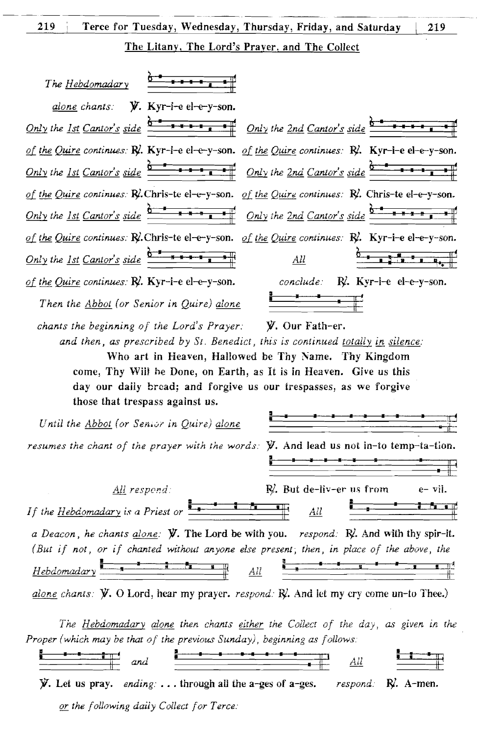## The Litany, The Lord's Prayer, and The Collect

*The Hebdomadary alone chants:* ℣. Kyr-i-e el-e-y-son.

*Only the 1st Cantor's side of the Quire continues:* ℟. Kyr-i-e el-e-y-son.

*Only the 2nd Cantor's side of the Quire continues:* ℟. Kyr-i-e el-e-y-son.

*Only the 1st Cantor's side of the Quire continues:* ℟. Chris-te el-e-y-son.

*Only the 2nd Cantor's side of the Quire continues:* ℟. Chris-te el-e-y-son.

*Only the 1st Cantor's side of the Quire continues:* ℟. Chris-te el-e-y-son.

*Only the 2nd Cantor's side of the Quire continues:* ℟. Kyr-i-e el-e-y-son.

*Only the 1st Cantor's side of the Quire continues:* ℟. Kyr-i-e el-e-y-son.

*All conclude:* ℟. Kyr-i-e el-e-y-son.

*Then the Abbot (or Senior in Quire) alone chants the beginning of the Lord's Prayer:* ℣. Our Fath-er.

*and then, as prescribed by St. Benedict, this is continued totally in silence:*

**Who art in Heaven, Hallowed be Thy Name. Thy Kingdom come, Thy Will be Done, on Earth, as It is in Heaven. Give us this day our daily bread; and forgive us our trespasses, as we forgive those that trespass against us.**

*Until the Abbot (or Senior in Quire) alone resumes the chant of the prayer with the words:* ℣. And lead us not in-to temp-ta-tion.

*All respond:* ℟. But de-liv-er us from e- vil.

*If the Hebdomadary is a Priest or a Deacon, he chants alone:* ℣. The Lord be with you. *All respond:* ℟. And with thy spir-it.

*(But if not, or if chanted without anyone else present; then, in place of the above, the Hebdomadary alone chants:* ℣. O Lord, hear my prayer. *All respond:* ℟. And let my cry come un-to Thee.)

*The Hebdomadary alone then chants either the Collect of the day, as given in the Proper (which may be that of the previous Sunday), beginning as follows:*

℣. Let us pray. *and ending:* ... through all the a-ges of a-ges. *All respond:* ℟. A-men.

*or the following daily Collect for Terce:*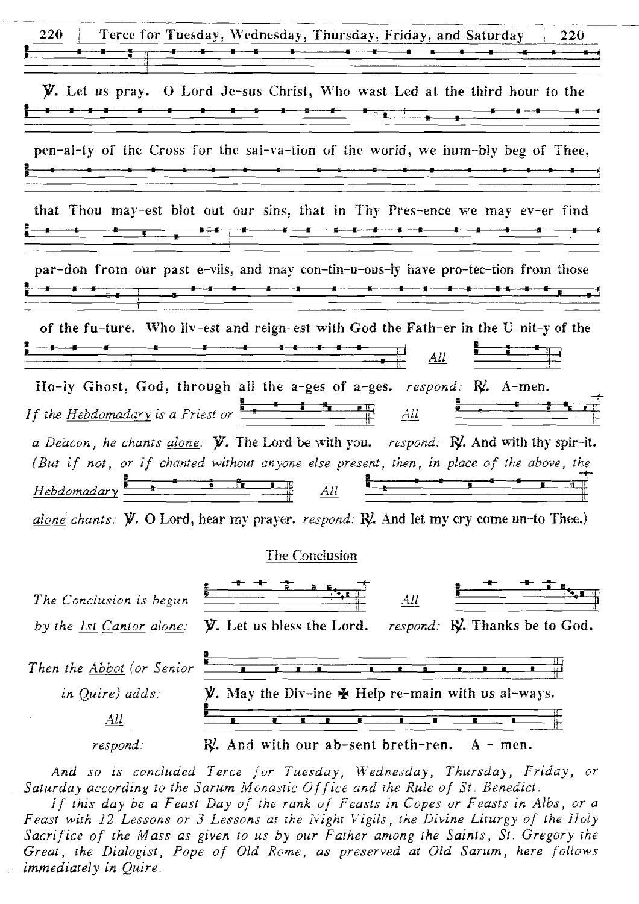℣. Let us pray. O Lord Je-sus Christ, Who wast Led at the third hour to the pen-al-ty of the Cross for the sal-va-tion of the world, we hum-bly beg of Thee, that Thou may-est blot out our sins, that in Thy Pres-ence we may ev-er find par-don from our past e-vils, and may con-tin-u-ous-ly have pro-tec-tion from those of the fu-ture. Who liv-est and reign-est with God the Fath-er in the U-nit-y of the Ho-ly Ghost, God, through all the a-ges of a-ges. *respond:* *All* ℟. A-men.

*If the Hebdomadary is a Priest or a Deacon, he chants alone:* ℣. The Lord be with you. *respond:* *All* ℟. And with thy spir-it.

*(But if not, or if chanted without anyone else present, then, in place of the above, the Hebdomadary alone chants:* ℣. O Lord, hear my prayer. *respond:* *All* ℟. And let my cry come un-to Thee.)

## The Conclusion

*The Conclusion is begun by the 1st Cantor alone:* ℣. Let us bless the Lord. *respond:* *All* ℟. Thanks be to God.

*Then the Abbot (or Senior in Quire) adds:* ℣. May the Div-ine ✠ Help re-main with us al-ways.

*All respond:* ℟. And with our ab-sent breth-ren. A - men.

*And so is concluded Terce for Tuesday, Wednesday, Thursday, Friday, or Saturday according to the Sarum Monastic Office and the Rule of St. Benedict.*

*If this day be a Feast Day of the rank of Feasts in Copes or Feasts in Albs, or a Feast with 12 Lessons or 3 Lessons at the Night Vigils, the Divine Liturgy of the Holy Sacrifice of the Mass as given to us by our Father among the Saints, St. Gregory the Great, the Dialogist, Pope of Old Rome, as preserved at Old Sarum, here follows immediately in Quire.*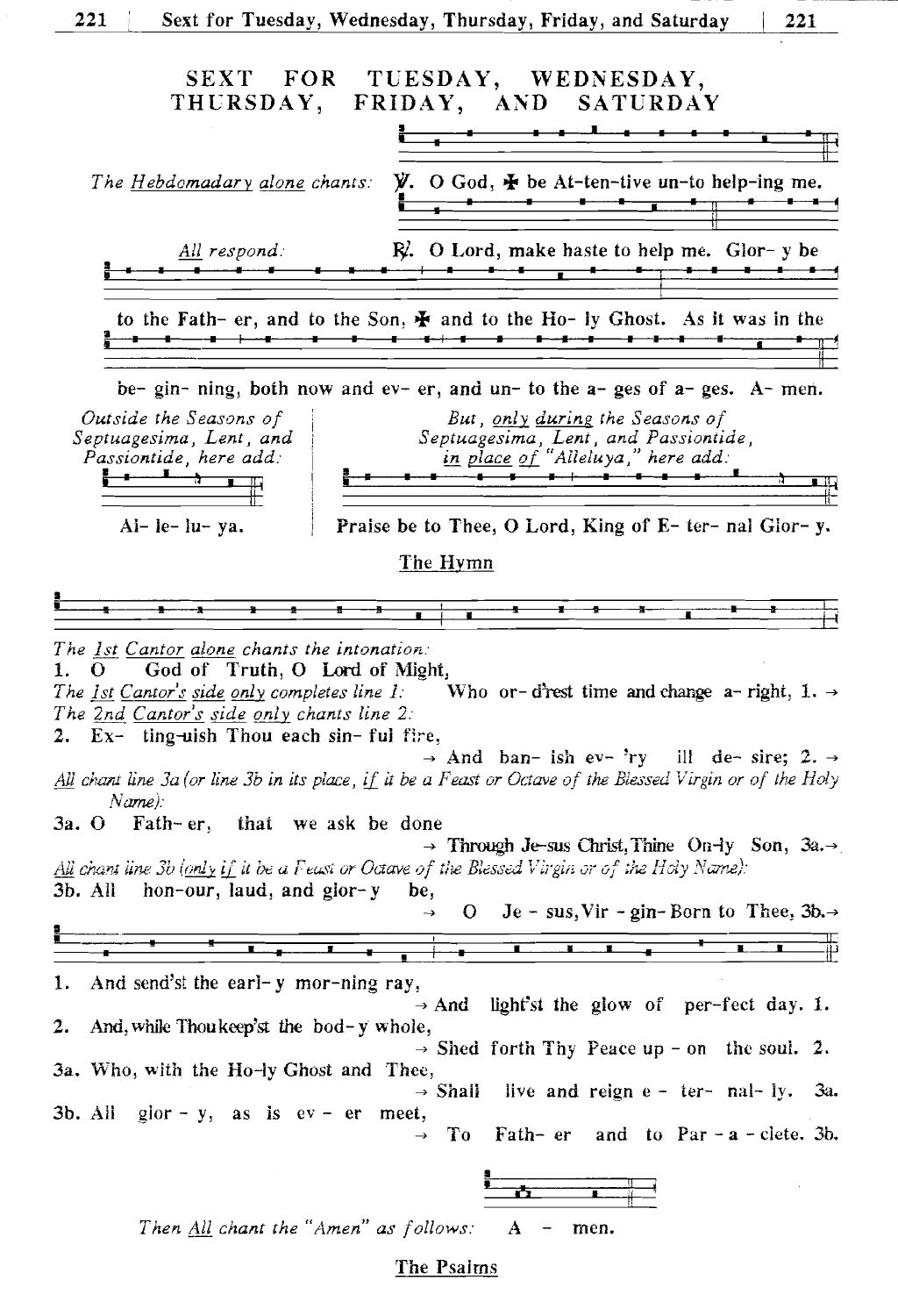# SEXT FOR TUESDAY, WEDNESDAY, THURSDAY, FRIDAY, AND SATURDAY

*The Hebdomadary alone chants:* ℣. O God, ✠ be At-ten-tive un-to help-ing me.

*All respond:* ℟. O Lord, make haste to help me. Glor- y be to the Fath- er, and to the Son, ✠ and to the Ho- ly Ghost. As it was in the be- gin- ning, both now and ev- er, and un- to the a- ges of a- ges. A- men.

*Outside the Seasons of Septuagesima, Lent, and Passiontide, here add:*

Al- le- lu- ya.

*But, only during the Seasons of Septuagesima, Lent, and Passiontide, in place of "Alleluya," here add:*

Praise be to Thee, O Lord, King of E- ter- nal Glor- y.

## The Hymn

*The 1st Cantor alone chants the intonation:*

1. O God of Truth, O Lord of Might,

*The 1st Cantor's side only completes line 1:* Who or- d'rest time and change a- right, 1. →

*The 2nd Cantor's side only chants line 2:*

2. Ex- ting-uish Thou each sin- ful fire,
→ And ban- ish ev- 'ry ill de- sire; 2. →

*All chant line 3a (or line 3b in its place, if it be a Feast or Octave of the Blessed Virgin or of the Holy Name):*

3a. O Fath- er, that we ask be done
→ Through Je-sus Christ, Thine On-ly Son, 3a. →

*All chant line 3b (only if it be a Feast or Octave of the Blessed Virgin or of the Holy Name):*

3b. All hon-our, laud, and glor- y be,
→ O Je - sus, Vir - gin- Born to Thee, 3b. →

1. And send'st the earl- y mor-ning ray,
→ And light'st the glow of per-fect day. 1.
2. And, while Thou keep'st the bod- y whole,
→ Shed forth Thy Peace up - on the soul. 2.
3a. Who, with the Ho-ly Ghost and Thee,
→ Shall live and reign e - ter- nal- ly. 3a.
3b. All glor - y, as is ev - er meet,
→ To Fath- er and to Par - a - clete. 3b.

*Then All chant the "Amen" as follows:* A - men.

## The Psalms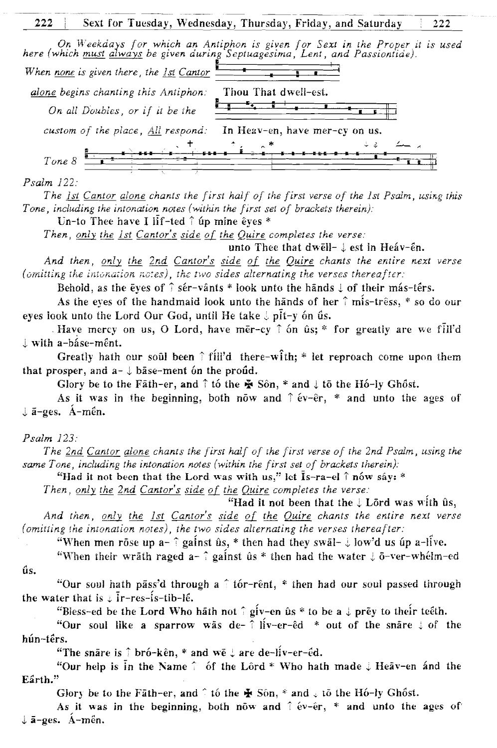*On Weekdays for which an Antiphon is given for Sext in the Proper it is used here (which must always be given during Septuagesima, Lent, and Passiontide).*

*When none is given there, the 1st Cantor alone begins chanting this Antiphon:* Thou That dwell-est.

*On all Doubles, or if it be the custom of the place, All respond:* In Heav-en, have mer-cy on us.

*Tone 8*

*Psalm 122:*

*The 1st Cantor alone chants the first half of the first verse of the 1st Psalm, using this Tone, including the intonation notes (within the first set of brackets therein):*

Un-to Thee have I līf-ted ↑ úp mine êyes *

*Then, only the 1st Cantor's side of the Quire completes the verse:*

unto Thee that dwēll- ↓ est in Heáv-ēn.

*And then, only the 2nd Cantor's side of the Quire chants the entire next verse (omitting the intonation notes), the two sides alternating the verses thereafter:*

Behold, as the ēyes of ↑ sér-vânts * look unto the hānds ↓ of their más-têrs.

As the eyes of the handmaid look unto the hānds of her ↑ mīs-trêss, * so do our eyes look unto the Lord Our God, until He take ↓ pīt-y ón ûs.

Have mercy on us, O Lord, have mēr-cy ↑ ón ûs; * for greatly are we fīll'd ↓ with a-báse-mênt.

Greatly hath our soūl been ↑ fíll'd there-wîth; * let reproach come upon them that prosper, and a- ↓ bāse-ment ón the proûd.

Glory be to the Fāth-er, and ↑ tó the ✠ Sôn, * and ↓ tō the Hó-ly Ghôst.

As it was in the beginning, both nōw and ↑ év-êr, * and unto the ages of ↓ ā-ges. Á-mên.

*Psalm 123:*

*The 2nd Cantor alone chants the first half of the first verse of the 2nd Psalm, using the same Tone, including the intonation notes (within the first set of brackets therein):*

"Had it not been that the Lord was with us," let Īs-ra-el ↑ nów sây: *

*Then, only the 2nd Cantor's side of the Quire completes the verse:*

"Had it not been that the ↓ Lōrd was wīth ûs,

*And then, only the 1st Cantor's side of the Quire chants the entire next verse (omitting the intonation notes), the two sides alternating the verses thereafter:*

"When men rōse up a- ↑ gaínst ûs, * then had they swāl- ↓ low'd us úp a-līve.

"When their wrāth raged a- ↑ gaínst ûs * then had the water ↓ ō-ver-whélm-ed ûs.

"Our soul hath pāss'd through a ↑ tór-rênt, * then had our soul passed through the water that is ↓ īr-res-ís-tib-lê.

"Bless-ed be the Lord Who hāth not ↑ gív-en ûs * to be a ↓ prēy to theír teêth.

"Our soul like a sparrow wās de- ↑ līv-er-êd * out of the snāre ↓ of the hún-têrs.

"The snāre is ↑ bró-kên, * and wē ↓ are de-līv-er-êd.

"Our help is īn the Name ↑ óf the Lôrd * Who hath made ↓ Heāv-en ánd the Eârth."

Glory be to the Fāth-er, and ↑ tó the ✠ Sôn, * and ↓ tō the Hó-ly Ghôst.

As it was in the beginning, both nōw and ↑ év-êr, * and unto the ages of ↓ ā-ges. Á-mên.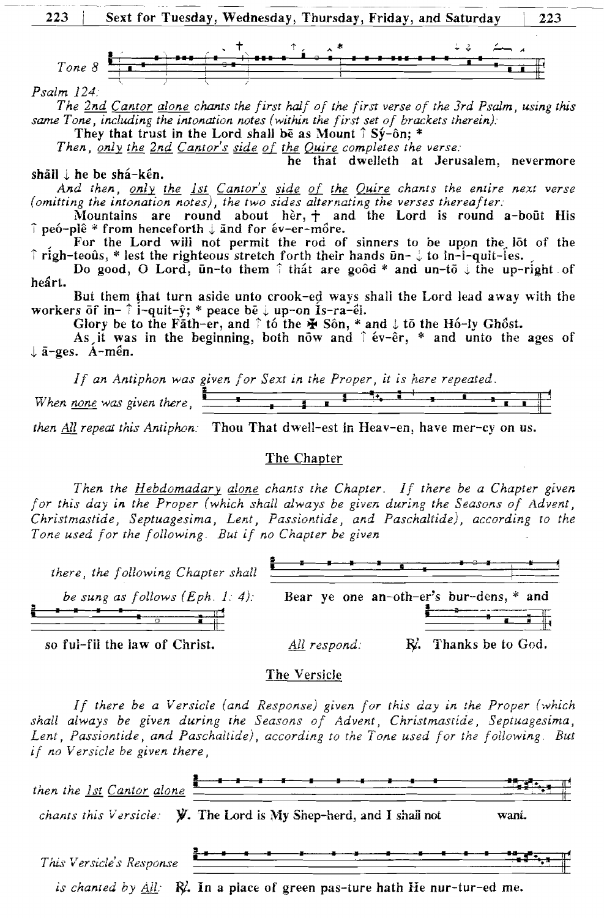Tone 8

*Psalm 124:*

*The 2nd Cantor alone chants the first half of the first verse of the 3rd Psalm, using this same Tone, including the intonation notes (within the first set of brackets therein):*

**They that trust in the Lord shall bē as Mount ↑ Sý-ôn; ***

*Then, only the 2nd Cantor's side of the Quire completes the verse:*

**he that dwelleth at Jerusalem, nevermore shāll ↓ he be shá-kên.**

*And then, only the 1st Cantor's side of the Quire chants the entire next verse (omitting the intonation notes), the two sides alternating the verses thereafter:*

**Mountains are round about hèr, ✝ and the Lord is round a-boūt His ↑ peó-plê * from henceforth ↓ ānd for év-er-môre.**

**For the Lord will not permit the rod of sinners to be upon the lōt of the ↑ righ-teoûs, * lest the righteous stretch forth their hands ūn- ↓ to in-i-quit-íes.**

**Do good, O Lord, ūn-to them ↑ thát are goôd * and un-tō ↓ the up-right of heârt.**

**But them that turn aside unto crook-ed ways shall the Lord lead away with the workers ōf in- ↑ í-quit-ŷ; * peace bē ↓ up-on Ís-ra-êl.**

**Glory be to the Fāth-er, and ↑ tó the ✠ Sôn, * and ↓ tō the Hó-ly Ghôst.**

**As it was in the beginning, both nōw and ↑ év-êr, * and unto the ages of ↓ ā-ges. Á-mên.**

*If an Antiphon was given for Sext in the Proper, it is here repeated.*

*When none was given there, then All repeat this Antiphon:* **Thou That dwell-est in Heav-en, have mer-cy on us.**

## The Chapter

*Then the Hebdomadary alone chants the Chapter. If there be a Chapter given for this day in the Proper (which shall always be given during the Seasons of Advent, Christmastide, Septuagesima, Lent, Passiontide, and Paschaltide), according to the Tone used for the following. But if no Chapter be given there, the following Chapter shall be sung as follows (Eph. 1: 4):*

**Bear ye one an-oth-er's bur-dens, * and so ful-fil the law of Christ.**

*All respond:* **℟. Thanks be to God.**

## The Versicle

*If there be a Versicle (and Response) given for this day in the Proper (which shall always be given during the Seasons of Advent, Christmastide, Septuagesima, Lent, Passiontide, and Paschaltide), according to the Tone used for the following. But if no Versicle be given there,*

*then the 1st Cantor alone chants this Versicle:* **℣. The Lord is My Shep-herd, and I shall not want.**

*This Versicle's Response is chanted by All:* **℟. In a place of green pas-ture hath He nur-tur-ed me.**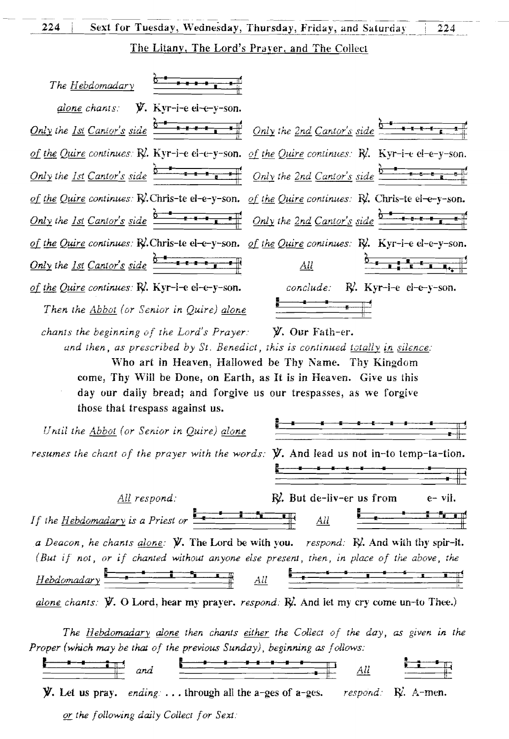## The Litany, The Lord's Prayer, and The Collect

*The Hebdomadary alone chants:* ℣. Kyr-i-e el-e-y-son.

*Only the 1st Cantor's side of the Quire continues:* ℟. Kyr-i-e el-e-y-son.

*Only the 2nd Cantor's side of the Quire continues:* ℟. Kyr-i-e el-e-y-son.

*Only the 1st Cantor's side of the Quire continues:* ℟. Chris-te el-e-y-son.

*Only the 2nd Cantor's side of the Quire continues:* ℟. Chris-te el-e-y-son.

*Only the 1st Cantor's side of the Quire continues:* ℟. Chris-te el-e-y-son.

*Only the 2nd Cantor's side of the Quire continues:* ℟. Kyr-i-e el-e-y-son.

*Only the 1st Cantor's side of the Quire continues:* ℟. Kyr-i-e el-e-y-son.

*All conclude:* ℟. Kyr-i-e el-e-y-son.

*Then the Abbot (or Senior in Quire) alone chants the beginning of the Lord's Prayer:* ℣. Our Fath-er.

*and then, as prescribed by St. Benedict, this is continued totally in silence:*

Who art in Heaven, Hallowed be Thy Name. Thy Kingdom come, Thy Will be Done, on Earth, as It is in Heaven. Give us this day our daily bread; and forgive us our trespasses, as we forgive those that trespass against us.

*Until the Abbot (or Senior in Quire) alone resumes the chant of the prayer with the words:* ℣. And lead us not in-to temp-ta-tion.

*All respond:* ℟. But de-liv-er us from e- vil.

*If the Hebdomadary is a Priest or a Deacon, he chants alone:* ℣. The Lord be with you. *All respond:* ℟. And with thy spir-it.

*(But if not, or if chanted without anyone else present, then, in place of the above, the Hebdomadary alone chants:* ℣. O Lord, hear my prayer. *All respond:* ℟. And let my cry come un-to Thee.)

*The Hebdomadary alone then chants either the Collect of the day, as given in the Proper (which may be that of the previous Sunday), beginning as follows:*

℣. Let us pray. *and ending:* . . . through all the a-ges of a-ges. *All respond:* ℟. A-men.

*or the following daily Collect for Sext:*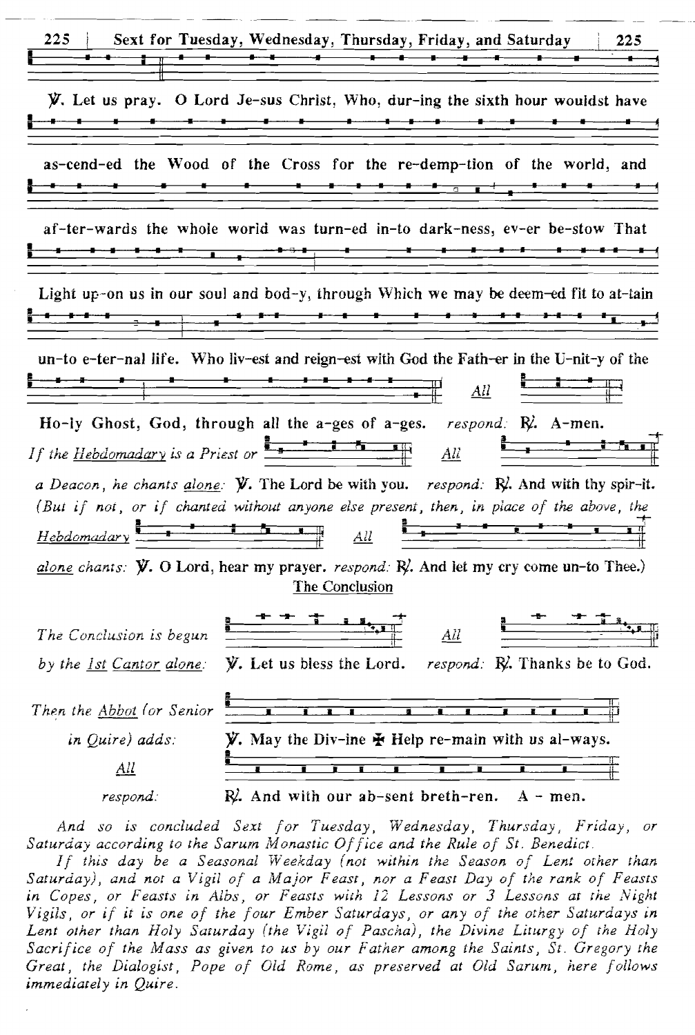℣. Let us pray. O Lord Je-sus Christ, Who, dur-ing the sixth hour wouldst have as-cend-ed the Wood of the Cross for the re-demp-tion of the world, and af-ter-wards the whole world was turn-ed in-to dark-ness, ev-er be-stow That Light up-on us in our soul and bod-y, through Which we may be deem-ed fit to at-tain un-to e-ter-nal life. Who liv-est and reign-est with God the Fath-er in the U-nit-y of the Ho-ly Ghost, God, through all the a-ges of a-ges. *respond:* ℟. A-men.

*All*

*If the Hebdomadary is a Priest or a Deacon, he chants alone:* ℣. The Lord be with you. *respond:* ℟. And with thy spir-it.

*All*

*(But if not, or if chanted without anyone else present, then, in place of the above, the Hebdomadary alone chants:* ℣. O Lord, hear my prayer. *respond:* ℟. And let my cry come un-to Thee.)

*All*

## The Conclusion

*The Conclusion is begun by the 1st Cantor alone:* ℣. Let us bless the Lord. *respond:* ℟. Thanks be to God.

*All*

*Then the Abbot (or Senior in Quire) adds:* ℣. May the Div-ine ✠ Help re-main with us al-ways.

*All respond:* ℟. And with our ab-sent breth-ren. A - men.

*And so is concluded Sext for Tuesday, Wednesday, Thursday, Friday, or Saturday according to the Sarum Monastic Office and the Rule of St. Benedict.*

*If this day be a Seasonal Weekday (not within the Season of Lent other than Saturday), and not a Vigil of a Major Feast, nor a Feast Day of the rank of Feasts in Copes, or Feasts in Albs, or Feasts with 12 Lessons or 3 Lessons at the Night Vigils, or if it is one of the four Ember Saturdays, or any of the other Saturdays in Lent other than Holy Saturday (the Vigil of Pascha), the Divine Liturgy of the Holy Sacrifice of the Mass as given to us by our Father among the Saints, St. Gregory the Great, the Dialogist, Pope of Old Rome, as preserved at Old Sarum, here follows immediately in Quire.*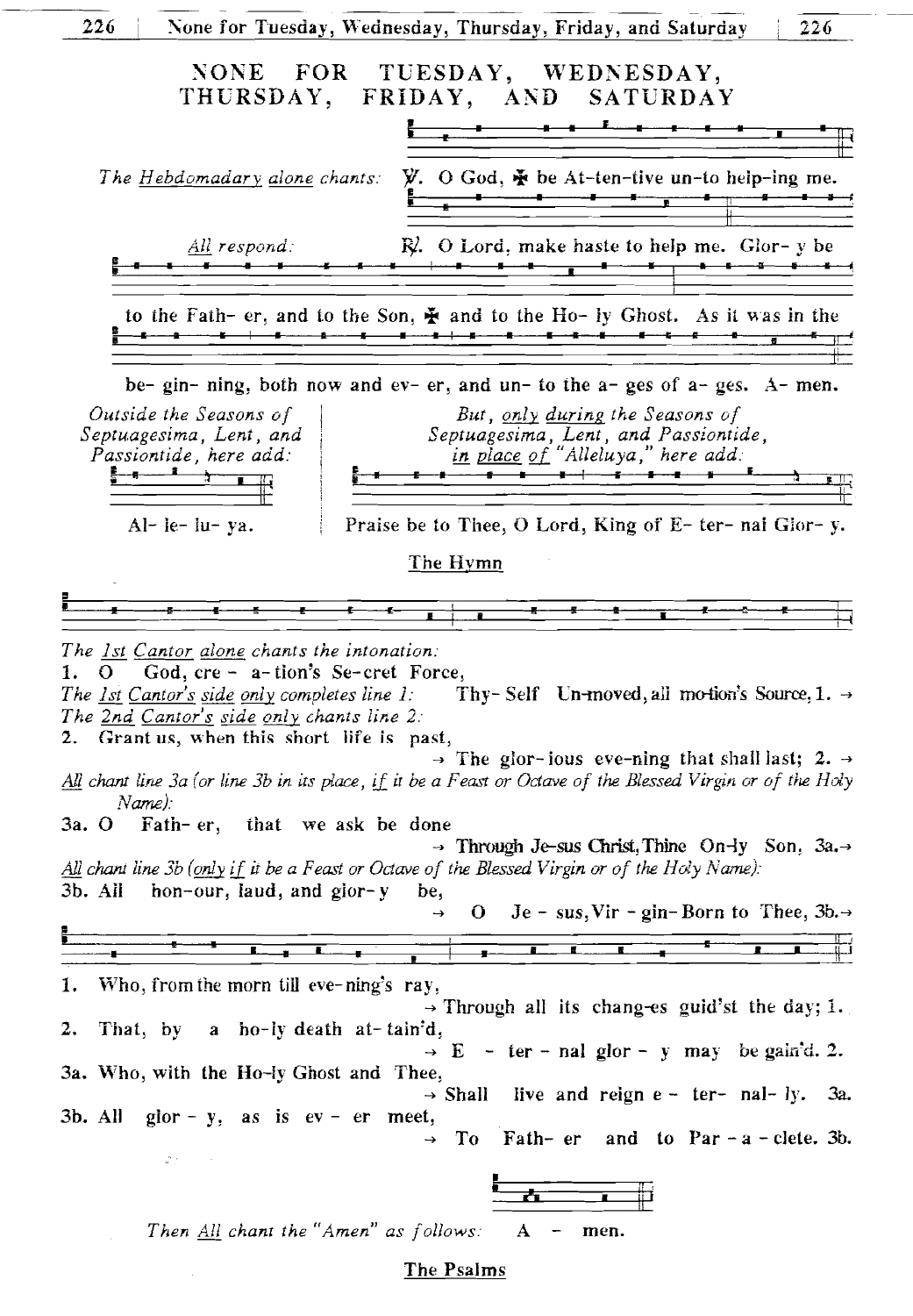# NONE FOR TUESDAY, WEDNESDAY, THURSDAY, FRIDAY, AND SATURDAY

*The Hebdomadary alone chants:* ℣. O God, ✠ be At-ten-tive un-to help-ing me.

*All respond:* ℟. O Lord, make haste to help me. Glor- y be to the Fath- er, and to the Son, ✠ and to the Ho- ly Ghost. As it was in the be- gin- ning, both now and ev- er, and un- to the a- ges of a- ges. A- men.

*Outside the Seasons of Septuagesima, Lent, and Passiontide, here add:*

Al- le- lu- ya.

*But, only during the Seasons of Septuagesima, Lent, and Passiontide, in place of "Alleluya," here add:*

Praise be to Thee, O Lord, King of E- ter- nal Glor- y.

## The Hymn

*The 1st Cantor alone chants the intonation:*

1. O God, cre - a- tion's Se-cret Force,

*The 1st Cantor's side only completes line 1:* Thy- Self Un-moved, all mo-tion's Source, 1. →

*The 2nd Cantor's side only chants line 2:*

2. Grant us, when this short life is past,
→ The glor- ious eve-ning that shall last; 2. →

*All chant line 3a (or line 3b in its place, if it be a Feast or Octave of the Blessed Virgin or of the Holy Name):*

3a. O Fath- er, that we ask be done
→ Through Je-sus Christ, Thine On-ly Son, 3a.→

*All chant line 3b (only if it be a Feast or Octave of the Blessed Virgin or of the Holy Name):*

3b. All hon-our, laud, and glor- y be,
→ O Je - sus, Vir - gin- Born to Thee, 3b.→

1. Who, from the morn till eve-ning's ray,
→ Through all its chang-es guid'st the day; 1.

2. That, by a ho-ly death at- tain'd,
→ E - ter - nal glor - y may be gain'd. 2.

3a. Who, with the Ho-ly Ghost and Thee,
→ Shall live and reign e - ter- nal- ly. 3a.

3b. All glor - y, as is ev - er meet,
→ To Fath- er and to Par - a - clete. 3b.

*Then All chant the "Amen" as follows:* A - men.

## The Psalms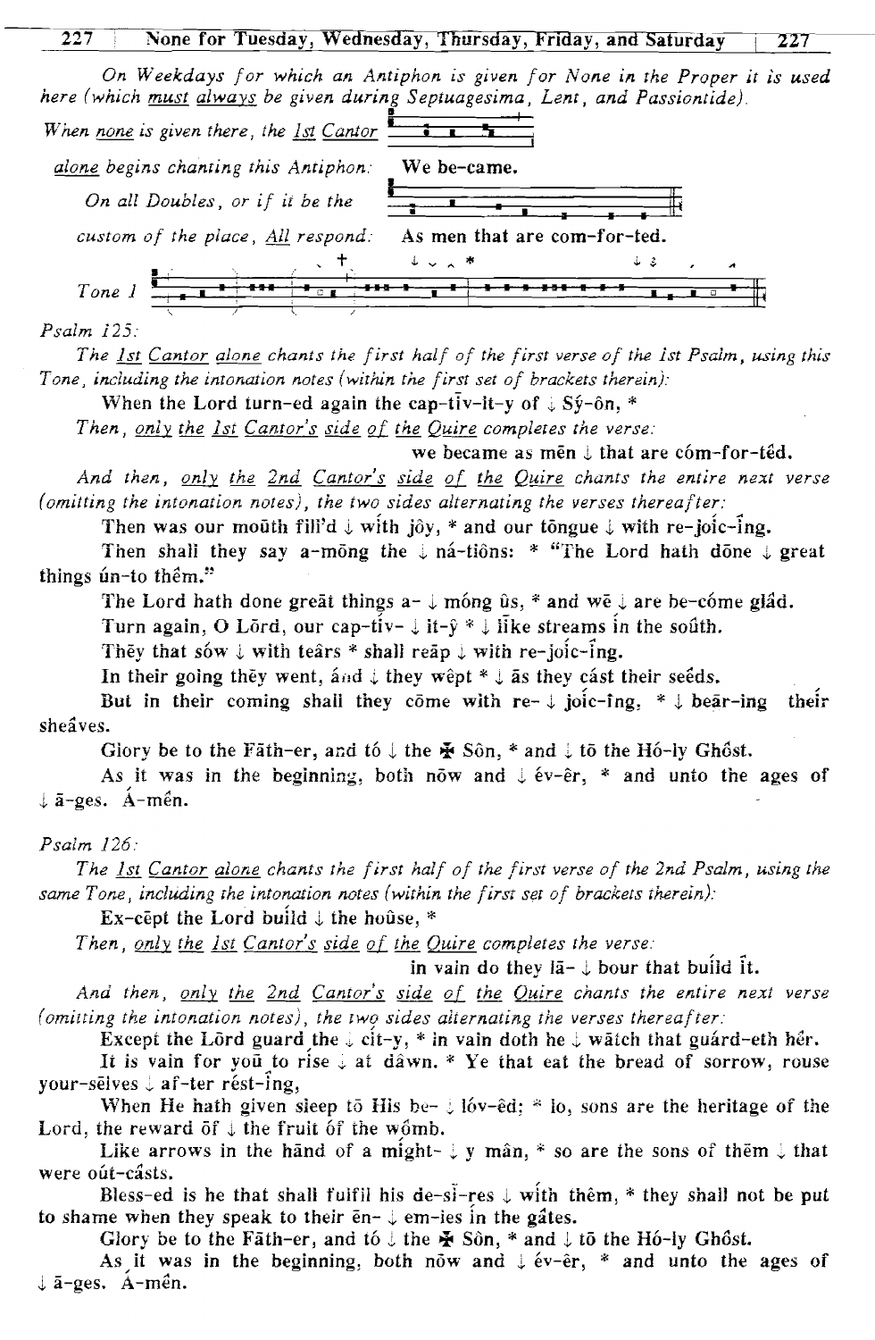## None for Tuesday, Wednesday, Thursday, Friday, and Saturday

*On Weekdays for which an Antiphon is given for None in the Proper it is used here (which must always be given during Septuagesima, Lent, and Passiontide).*

*When none is given there, the 1st Cantor alone begins chanting this Antiphon:* **We be-came.**

*On all Doubles, or if it be the custom of the place, All respond:* **As men that are com-for-ted.**

*Tone 1*

*Psalm 125:*

*The 1st Cantor alone chants the first half of the first verse of the 1st Psalm, using this Tone, including the intonation notes (within the first set of brackets therein):*

When the Lord turn-ed again the cap-tīv-it-y of ↓ Sý-ôn, *

*Then, only the 1st Cantor's side of the Quire completes the verse:*

we became as mēn ↓ that are cóm-for-têd.

*And then, only the 2nd Cantor's side of the Quire chants the entire next verse (omitting the intonation notes), the two sides alternating the verses thereafter:*

Then was our moūth fill'd ↓ wíth jôy, * and our tōngue ↓ with re-joíc-īng.

Then shall they say a-mōng the ↓ ná-tiôns: * "The Lord hath dōne ↓ great things ún-to thêm."

The Lord hath done greāt things a- ↓ móng ûs, * and wē ↓ are be-cóme glâd.

Turn again, O Lōrd, our cap-tīv- ↓ it-ŷ * ↓ līke streams ín the soûth.

Thēy that sów ↓ with teârs * shall reāp ↓ with re-joíc-īng.

In their going thēy went, ánd ↓ they wêpt * ↓ ās they cást their seêds.

But in their coming shall they cōme with re- ↓ joíc-îng, * ↓ beār-ing their sheâves.

Glory be to the Fāth-er, and tó ↓ the ✠ Sôn, * and ↓ tō the Hó-ly Ghôst.

As it was in the beginning, both nōw and ↓ év-êr, * and unto the ages of ↓ ā-ges. Á-mên.

*Psalm 126:*

*The 1st Cantor alone chants the first half of the first verse of the 2nd Psalm, using the same Tone, including the intonation notes (within the first set of brackets therein):*

Ex-cēpt the Lord buíld ↓ the hoûse, *

*Then, only the 1st Cantor's side of the Quire completes the verse:*

in vain do they lā- ↓ bour that buíld īt.

*And then, only the 2nd Cantor's side of the Quire chants the entire next verse (omitting the intonation notes), the two sides alternating the verses thereafter:*

Except the Lōrd guard the ↓ cít-y, * in vain doth he ↓ wātch that guárd-eth hêr.

It is vain for yoū to rise ↓ at dâwn. * Ye that eat the bread of sorrow, rouse your-sēlves ↓ af-ter rést-īng,

When He hath given sleep tō His be- ↓ lóv-êd; * lo, sons are the heritage of the Lord, the reward ōf ↓ the fruit óf the wômb.

Like arrows in the hānd of a míght- ↓ y mân, * so are the sons of thēm ↓ that were oút-câsts.

Bless-ed is he that shall fulfil his de-sī-res ↓ wíth thêm, * they shall not be put to shame when they speak to their ēn- ↓ em-ies ín the gâtes.

Glory be to the Fāth-er, and tó ↓ the ✠ Sôn, * and ↓ tō the Hó-ly Ghôst.

As it was in the beginning, both nōw and ↓ év-êr, * and unto the ages of ↓ ā-ges. Á-mên.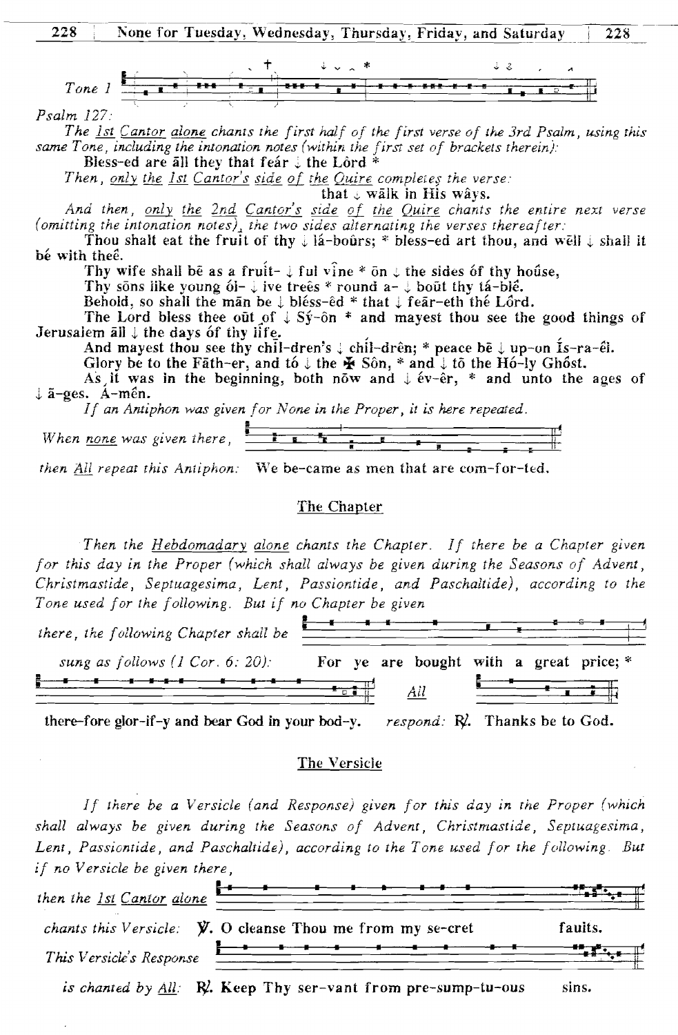Tone 1

*Psalm 127:*

*The 1st Cantor alone chants the first half of the first verse of the 3rd Psalm, using this same Tone, including the intonation notes (within the first set of brackets therein):*

Bless-ed are āll they that feár ↓ the Lòrd *

*Then, only the 1st Cantor's side of the Quire completes the verse:*

that ↓ wālk in His wâys.

*And then, only the 2nd Cantor's side of the Quire chants the entire next verse (omitting the intonation notes), the two sides alternating the verses thereafter:*

Thou shalt eat the fruit of thy ↓ lá-boûrs; * bless-ed art thou, and wēll ↓ shall it bé with theê.

Thy wife shall bē as a fruit- ↓ ful vîne * ōn ↓ the sides óf thy hoûse,

Thy sōns like young ól- ↓ ive trees * round a- ↓ boūt thy tá-blê.

Behold, so shall the mān be ↓ bléss-êd * that ↓ feār-eth thé Lôrd.

The Lord bless thee oūt of ↓ Sý-ôn * and mayest thou see the good things of Jerusalem āll ↓ the days óf thy lîfe.

And mayest thou see thy chīl-dren's ↓ chīl-drên; * peace bē ↓ up-on Ís-ra-êl.

Glory be to the Fāth-er, and tó ↓ the ✠ Sôn, * and ↓ tō the Hó-ly Ghôst.

As it was in the beginning, both nōw and ↓ év-êr, * and unto the ages of ↓ ā-ges. Á-mên.

*If an Antiphon was given for None in the Proper, it is here repeated.*

*When none was given there, then All repeat this Antiphon:* We be-came as men that are com-for-ted.

## The Chapter

*Then the Hebdomadary alone chants the Chapter. If there be a Chapter given for this day in the Proper (which shall always be given during the Seasons of Advent, Christmastide, Septuagesima, Lent, Passiontide, and Paschaltide), according to the Tone used for the following. But if no Chapter be given there, the following Chapter shall be sung as follows (1 Cor. 6: 20):* For ye are bought with a great price; * there-fore glor-if-y and bear God in your bod-y.

*All respond:* ℟. Thanks be to God.

## The Versicle

*If there be a Versicle (and Response) given for this day in the Proper (which shall always be given during the Seasons of Advent, Christmastide, Septuagesima, Lent, Passiontide, and Paschaltide), according to the Tone used for the following. But if no Versicle be given there, then the 1st Cantor alone chants this Versicle:* ℣. O cleanse Thou me from my se-cret faults.

*This Versicle's Response is chanted by All:* ℟. Keep Thy ser-vant from pre-sump-tu-ous sins.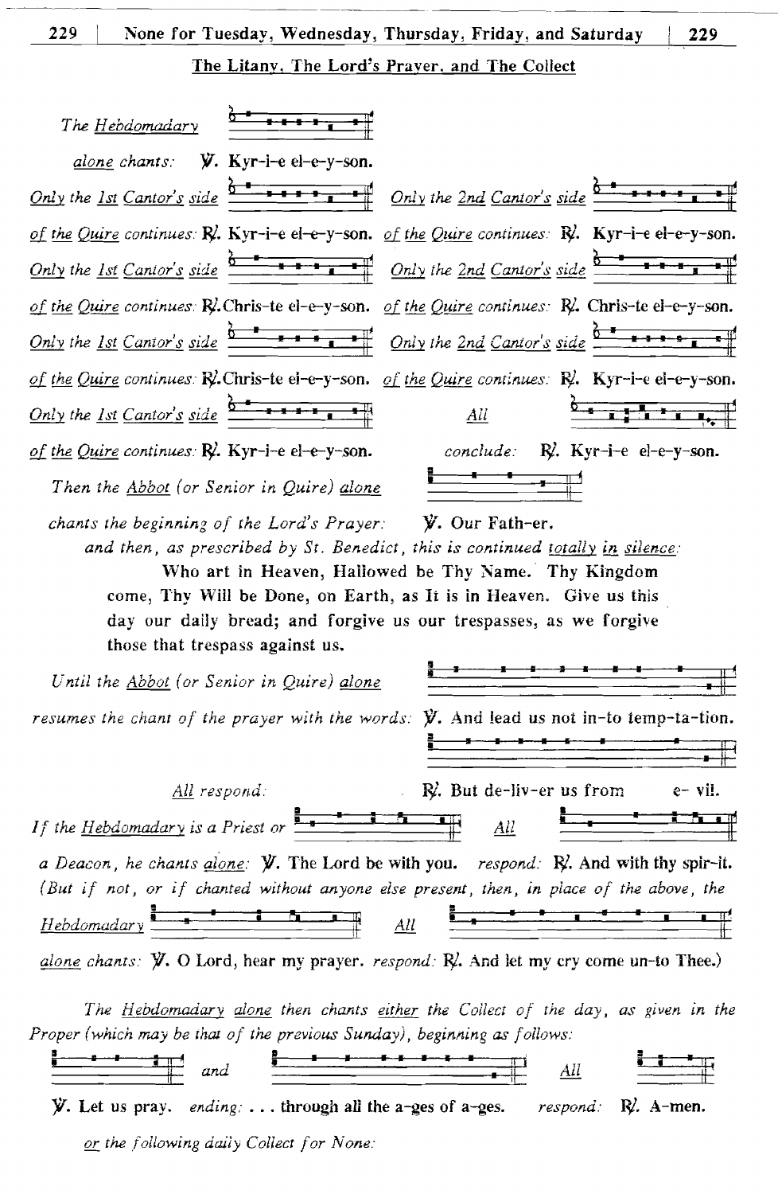## The Litany, The Lord's Prayer, and The Collect

*The Hebdomadary alone chants:* ℣. Kyr-i-e el-e-y-son.

*Only the 1st Cantor's side of the Quire continues:* ℟. Kyr-i-e el-e-y-son.

*Only the 2nd Cantor's side of the Quire continues:* ℟. Kyr-i-e el-e-y-son.

*Only the 1st Cantor's side of the Quire continues:* ℟. Chris-te el-e-y-son.

*Only the 2nd Cantor's side of the Quire continues:* ℟. Chris-te el-e-y-son.

*Only the 1st Cantor's side of the Quire continues:* ℟. Chris-te el-e-y-son.

*Only the 2nd Cantor's side of the Quire continues:* ℟. Kyr-i-e el-e-y-son.

*Only the 1st Cantor's side of the Quire continues:* ℟. Kyr-i-e el-e-y-son.

*All conclude:* ℟. Kyr-i-e el-e-y-son.

*Then the Abbot (or Senior in Quire) alone chants the beginning of the Lord's Prayer:* ℣. Our Fath-er.

*and then, as prescribed by St. Benedict, this is continued totally in silence:*

Who art in Heaven, Hallowed be Thy Name. Thy Kingdom come, Thy Will be Done, on Earth, as It is in Heaven. Give us this day our daily bread; and forgive us our trespasses, as we forgive those that trespass against us.

*Until the Abbot (or Senior in Quire) alone resumes the chant of the prayer with the words:* ℣. And lead us not in-to temp-ta-tion.

*All respond:* ℟. But de-liv-er us from e- vil.

*If the Hebdomadary is a Priest or a Deacon, he chants alone:* ℣. The Lord be with you. *All respond:* ℟. And with thy spir-it.

*(But if not, or if chanted without anyone else present, then, in place of the above, the Hebdomadary alone chants:* ℣. O Lord, hear my prayer. *All respond:* ℟. And let my cry come un-to Thee.)

*The Hebdomadary alone then chants either the Collect of the day, as given in the Proper (which may be that of the previous Sunday), beginning as follows:*

℣. Let us pray. *and ending:* . . . through all the a-ges of a-ges. *All respond:* ℟. A-men.

*or the following daily Collect for None:*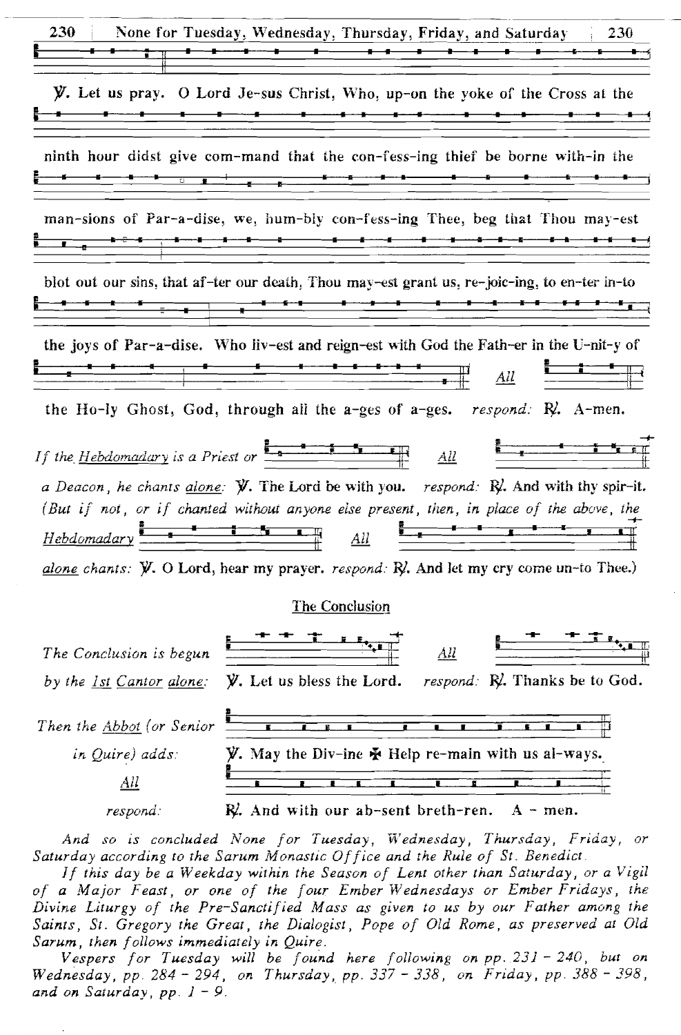℣. Let us pray. O Lord Je-sus Christ, Who, up-on the yoke of the Cross at the ninth hour didst give com-mand that the con-fess-ing thief be borne with-in the man-sions of Par-a-dise, we, hum-bly con-fess-ing Thee, beg that Thou may-est blot out our sins, that af-ter our death, Thou may-est grant us, re-joic-ing, to en-ter in-to the joys of Par-a-dise. Who liv-est and reign-est with God the Fath-er in the U-nit-y of the Ho-ly Ghost, God, through all the a-ges of a-ges. *All* *respond:* ℟. A-men.

*If the Hebdomadary is a Priest or a Deacon, he chants alone:* ℣. The Lord be with you. *All* *respond:* ℟. And with thy spir-it.

*(But if not, or if chanted without anyone else present, then, in place of the above, the Hebdomadary alone chants:* ℣. O Lord, hear my prayer. *All* *respond:* ℟. And let my cry come un-to Thee.)

## The Conclusion

*The Conclusion is begun by the 1st Cantor alone:* ℣. Let us bless the Lord. *All* *respond:* ℟. Thanks be to God.

*Then the Abbot (or Senior in Quire) adds:* ℣. May the Div-ine ✠ Help re-main with us al-ways.

*All* *respond:* ℟. And with our ab-sent breth-ren. A - men.

*And so is concluded None for Tuesday, Wednesday, Thursday, Friday, or Saturday according to the Sarum Monastic Office and the Rule of St. Benedict.*

*If this day be a Weekday within the Season of Lent other than Saturday, or a Vigil of a Major Feast, or one of the four Ember Wednesdays or Ember Fridays, the Divine Liturgy of the Pre-Sanctified Mass as given to us by our Father among the Saints, St. Gregory the Great, the Dialogist, Pope of Old Rome, as preserved at Old Sarum, then follows immediately in Quire.*

*Vespers for Tuesday will be found here following on pp. 231 - 240, but on Wednesday, pp. 284 - 294, on Thursday, pp. 337 - 338, on Friday, pp. 388 - 398, and on Saturday, pp. 1 - 9.*